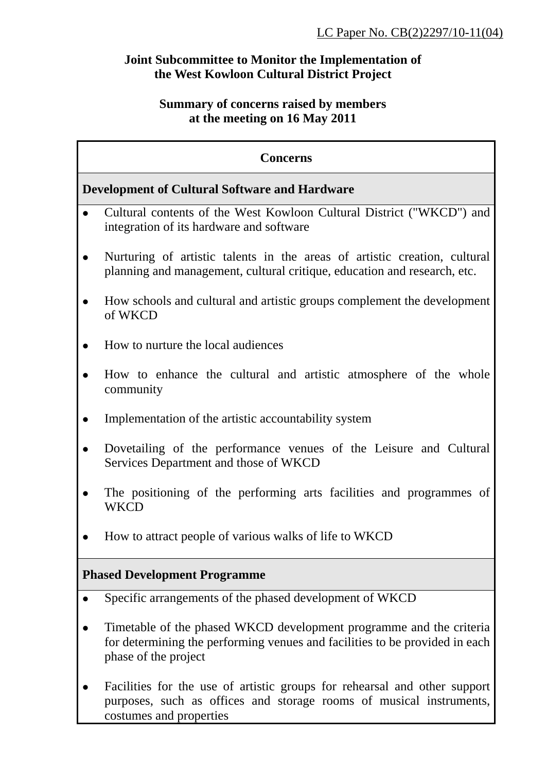LC Paper No. CB(2)2297/10-11(04)

**Joint Subcommittee to Monitor the Implementation of the West Kowloon Cultural District Project**

**Summary of concerns raised by members at the meeting on 16 May 2011**

| **Concerns** |
|---|
| **Development of Cultural Software and Hardware** |
| • Cultural contents of the West Kowloon Cultural District ("WKCD") and integration of its hardware and software<br><br>• Nurturing of artistic talents in the areas of artistic creation, cultural planning and management, cultural critique, education and research, etc.<br><br>• How schools and cultural and artistic groups complement the development of WKCD<br><br>• How to nurture the local audiences<br><br>• How to enhance the cultural and artistic atmosphere of the whole community<br><br>• Implementation of the artistic accountability system<br><br>• Dovetailing of the performance venues of the Leisure and Cultural Services Department and those of WKCD<br><br>• The positioning of the performing arts facilities and programmes of WKCD<br><br>• How to attract people of various walks of life to WKCD |
| **Phased Development Programme** |
| • Specific arrangements of the phased development of WKCD<br><br>• Timetable of the phased WKCD development programme and the criteria for determining the performing venues and facilities to be provided in each phase of the project<br><br>• Facilities for the use of artistic groups for rehearsal and other support purposes, such as offices and storage rooms of musical instruments, costumes and properties |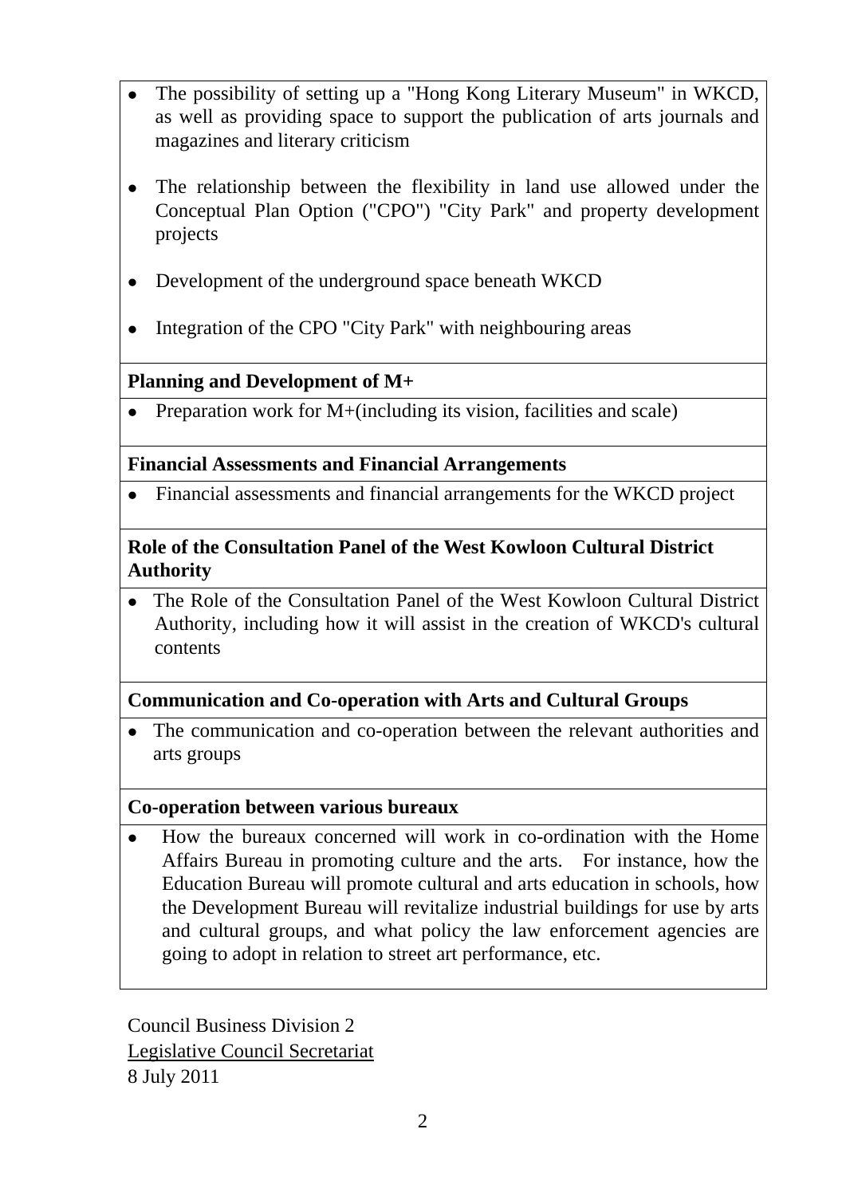- The possibility of setting up a "Hong Kong Literary Museum" in WKCD, as well as providing space to support the publication of arts journals and magazines and literary criticism

- The relationship between the flexibility in land use allowed under the Conceptual Plan Option ("CPO") "City Park" and property development projects

- Development of the underground space beneath WKCD

- Integration of the CPO "City Park" with neighbouring areas

**Planning and Development of M+**

- Preparation work for M+(including its vision, facilities and scale)

**Financial Assessments and Financial Arrangements**

- Financial assessments and financial arrangements for the WKCD project

**Role of the Consultation Panel of the West Kowloon Cultural District Authority**

- The Role of the Consultation Panel of the West Kowloon Cultural District Authority, including how it will assist in the creation of WKCD's cultural contents

**Communication and Co-operation with Arts and Cultural Groups**

- The communication and co-operation between the relevant authorities and arts groups

**Co-operation between various bureaux**

- How the bureaux concerned will work in co-ordination with the Home Affairs Bureau in promoting culture and the arts. For instance, how the Education Bureau will promote cultural and arts education in schools, how the Development Bureau will revitalize industrial buildings for use by arts and cultural groups, and what policy the law enforcement agencies are going to adopt in relation to street art performance, etc.

Council Business Division 2
Legislative Council Secretariat
8 July 2011